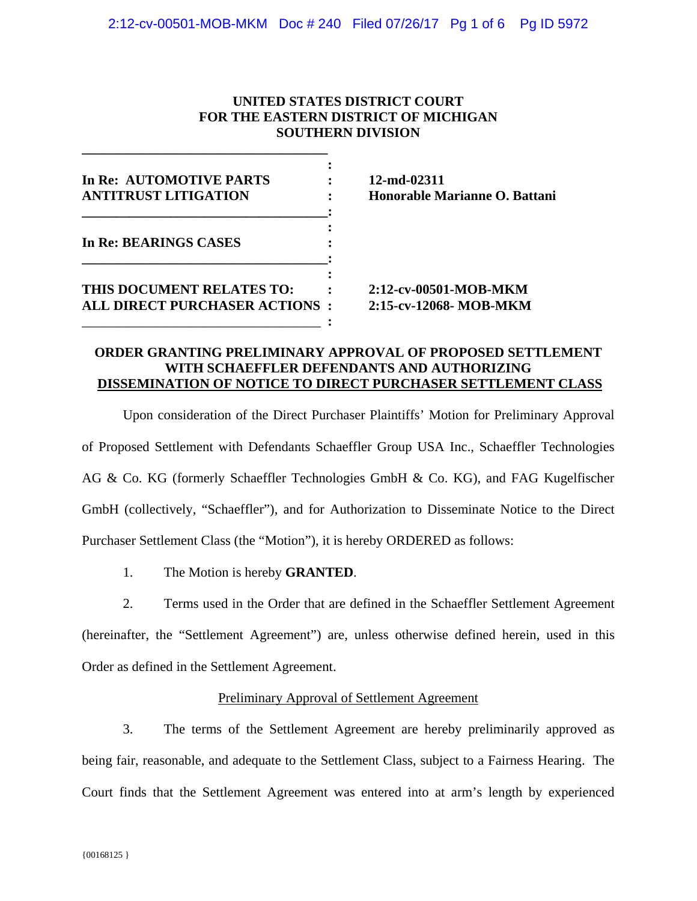**UNITED STATES DISTRICT COURT**
**FOR THE EASTERN DISTRICT OF MICHIGAN**
**SOUTHERN DIVISION**

| | |
|---|---|
| **In Re: AUTOMOTIVE PARTS ANTITRUST LITIGATION** | **12-md-02311** **Honorable Marianne O. Battani** |
| **In Re: BEARINGS CASES** | |
| **THIS DOCUMENT RELATES TO: ALL DIRECT PURCHASER ACTIONS** | **2:12-cv-00501-MOB-MKM** **2:15-cv-12068- MOB-MKM** |

**ORDER GRANTING PRELIMINARY APPROVAL OF PROPOSED SETTLEMENT WITH SCHAEFFLER DEFENDANTS AND AUTHORIZING DISSEMINATION OF NOTICE TO DIRECT PURCHASER SETTLEMENT CLASS**

Upon consideration of the Direct Purchaser Plaintiffs' Motion for Preliminary Approval of Proposed Settlement with Defendants Schaeffler Group USA Inc., Schaeffler Technologies AG & Co. KG (formerly Schaeffler Technologies GmbH & Co. KG), and FAG Kugelfischer GmbH (collectively, "Schaeffler"), and for Authorization to Disseminate Notice to the Direct Purchaser Settlement Class (the "Motion"), it is hereby ORDERED as follows:

1. The Motion is hereby **GRANTED**.

2. Terms used in the Order that are defined in the Schaeffler Settlement Agreement (hereinafter, the "Settlement Agreement") are, unless otherwise defined herein, used in this Order as defined in the Settlement Agreement.

Preliminary Approval of Settlement Agreement

3. The terms of the Settlement Agreement are hereby preliminarily approved as being fair, reasonable, and adequate to the Settlement Class, subject to a Fairness Hearing. The Court finds that the Settlement Agreement was entered into at arm's length by experienced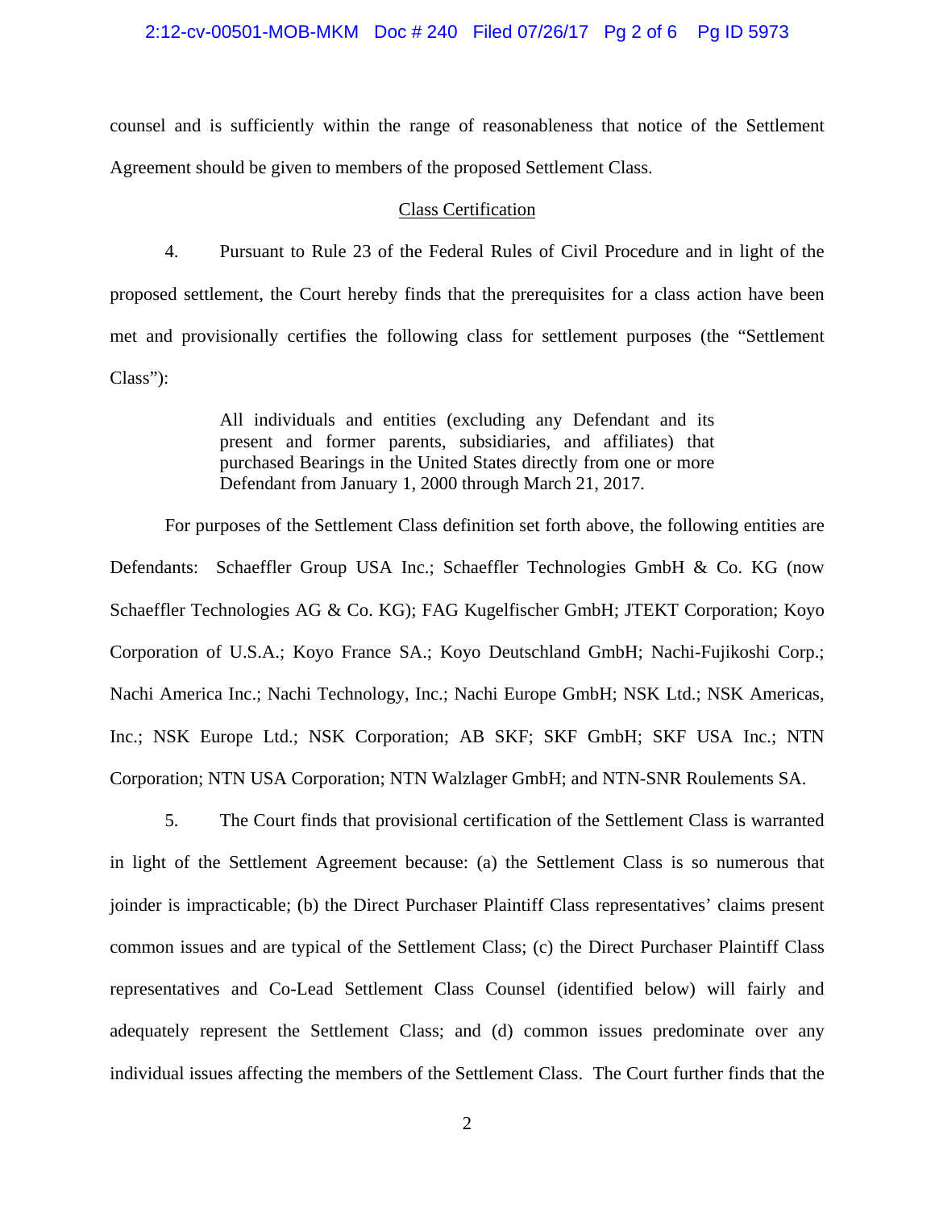counsel and is sufficiently within the range of reasonableness that notice of the Settlement Agreement should be given to members of the proposed Settlement Class.

## Class Certification

4. Pursuant to Rule 23 of the Federal Rules of Civil Procedure and in light of the proposed settlement, the Court hereby finds that the prerequisites for a class action have been met and provisionally certifies the following class for settlement purposes (the "Settlement Class"):

> All individuals and entities (excluding any Defendant and its present and former parents, subsidiaries, and affiliates) that purchased Bearings in the United States directly from one or more Defendant from January 1, 2000 through March 21, 2017.

For purposes of the Settlement Class definition set forth above, the following entities are Defendants: Schaeffler Group USA Inc.; Schaeffler Technologies GmbH & Co. KG (now Schaeffler Technologies AG & Co. KG); FAG Kugelfischer GmbH; JTEKT Corporation; Koyo Corporation of U.S.A.; Koyo France SA.; Koyo Deutschland GmbH; Nachi-Fujikoshi Corp.; Nachi America Inc.; Nachi Technology, Inc.; Nachi Europe GmbH; NSK Ltd.; NSK Americas, Inc.; NSK Europe Ltd.; NSK Corporation; AB SKF; SKF GmbH; SKF USA Inc.; NTN Corporation; NTN USA Corporation; NTN Walzlager GmbH; and NTN-SNR Roulements SA.

5. The Court finds that provisional certification of the Settlement Class is warranted in light of the Settlement Agreement because: (a) the Settlement Class is so numerous that joinder is impracticable; (b) the Direct Purchaser Plaintiff Class representatives' claims present common issues and are typical of the Settlement Class; (c) the Direct Purchaser Plaintiff Class representatives and Co-Lead Settlement Class Counsel (identified below) will fairly and adequately represent the Settlement Class; and (d) common issues predominate over any individual issues affecting the members of the Settlement Class. The Court further finds that the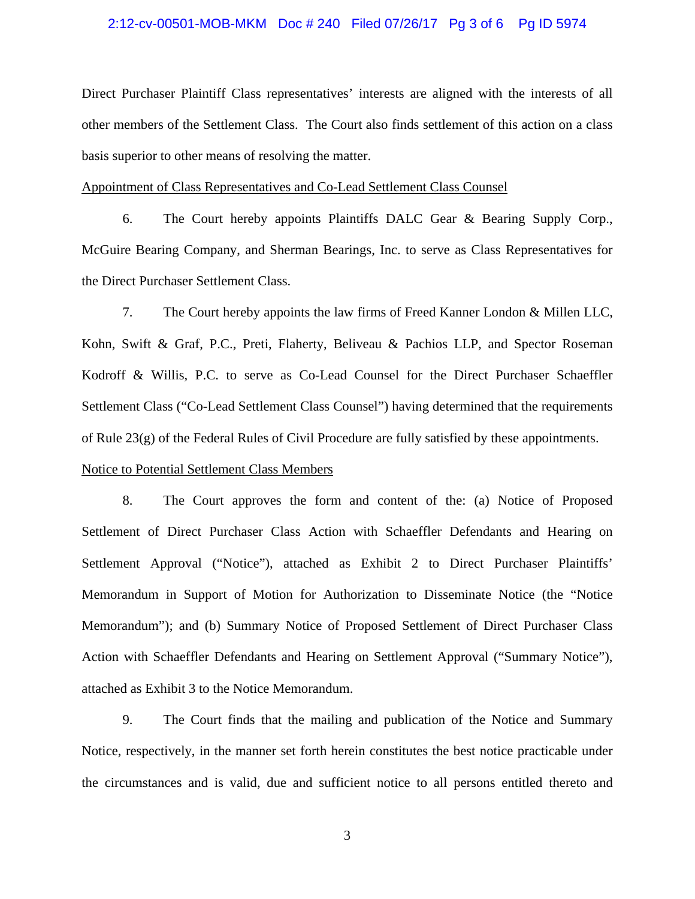Direct Purchaser Plaintiff Class representatives' interests are aligned with the interests of all other members of the Settlement Class. The Court also finds settlement of this action on a class basis superior to other means of resolving the matter.

Appointment of Class Representatives and Co-Lead Settlement Class Counsel

6. The Court hereby appoints Plaintiffs DALC Gear & Bearing Supply Corp., McGuire Bearing Company, and Sherman Bearings, Inc. to serve as Class Representatives for the Direct Purchaser Settlement Class.

7. The Court hereby appoints the law firms of Freed Kanner London & Millen LLC, Kohn, Swift & Graf, P.C., Preti, Flaherty, Beliveau & Pachios LLP, and Spector Roseman Kodroff & Willis, P.C. to serve as Co-Lead Counsel for the Direct Purchaser Schaeffler Settlement Class ("Co-Lead Settlement Class Counsel") having determined that the requirements of Rule 23(g) of the Federal Rules of Civil Procedure are fully satisfied by these appointments.

Notice to Potential Settlement Class Members

8. The Court approves the form and content of the: (a) Notice of Proposed Settlement of Direct Purchaser Class Action with Schaeffler Defendants and Hearing on Settlement Approval ("Notice"), attached as Exhibit 2 to Direct Purchaser Plaintiffs' Memorandum in Support of Motion for Authorization to Disseminate Notice (the "Notice Memorandum"); and (b) Summary Notice of Proposed Settlement of Direct Purchaser Class Action with Schaeffler Defendants and Hearing on Settlement Approval ("Summary Notice"), attached as Exhibit 3 to the Notice Memorandum.

9. The Court finds that the mailing and publication of the Notice and Summary Notice, respectively, in the manner set forth herein constitutes the best notice practicable under the circumstances and is valid, due and sufficient notice to all persons entitled thereto and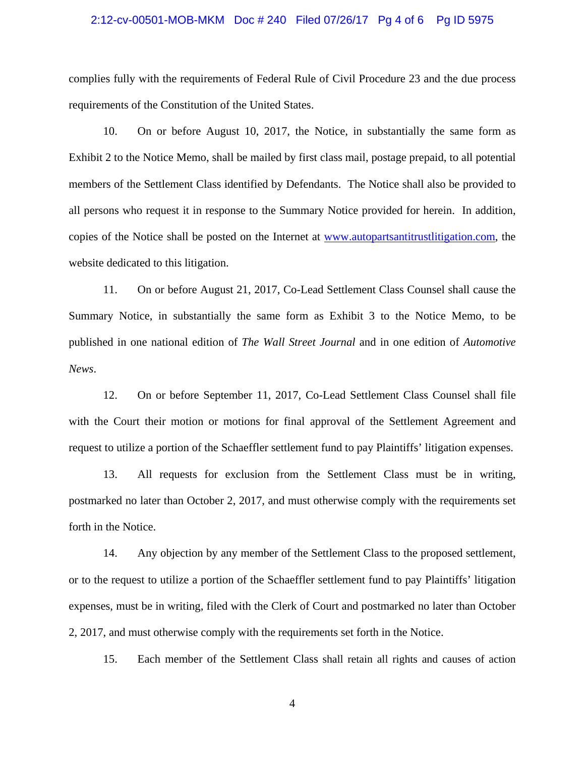complies fully with the requirements of Federal Rule of Civil Procedure 23 and the due process requirements of the Constitution of the United States.

10. On or before August 10, 2017, the Notice, in substantially the same form as Exhibit 2 to the Notice Memo, shall be mailed by first class mail, postage prepaid, to all potential members of the Settlement Class identified by Defendants. The Notice shall also be provided to all persons who request it in response to the Summary Notice provided for herein. In addition, copies of the Notice shall be posted on the Internet at www.autopartsantitrustlitigation.com, the website dedicated to this litigation.

11. On or before August 21, 2017, Co-Lead Settlement Class Counsel shall cause the Summary Notice, in substantially the same form as Exhibit 3 to the Notice Memo, to be published in one national edition of *The Wall Street Journal* and in one edition of *Automotive News*.

12. On or before September 11, 2017, Co-Lead Settlement Class Counsel shall file with the Court their motion or motions for final approval of the Settlement Agreement and request to utilize a portion of the Schaeffler settlement fund to pay Plaintiffs' litigation expenses.

13. All requests for exclusion from the Settlement Class must be in writing, postmarked no later than October 2, 2017, and must otherwise comply with the requirements set forth in the Notice.

14. Any objection by any member of the Settlement Class to the proposed settlement, or to the request to utilize a portion of the Schaeffler settlement fund to pay Plaintiffs' litigation expenses, must be in writing, filed with the Clerk of Court and postmarked no later than October 2, 2017, and must otherwise comply with the requirements set forth in the Notice.

15. Each member of the Settlement Class shall retain all rights and causes of action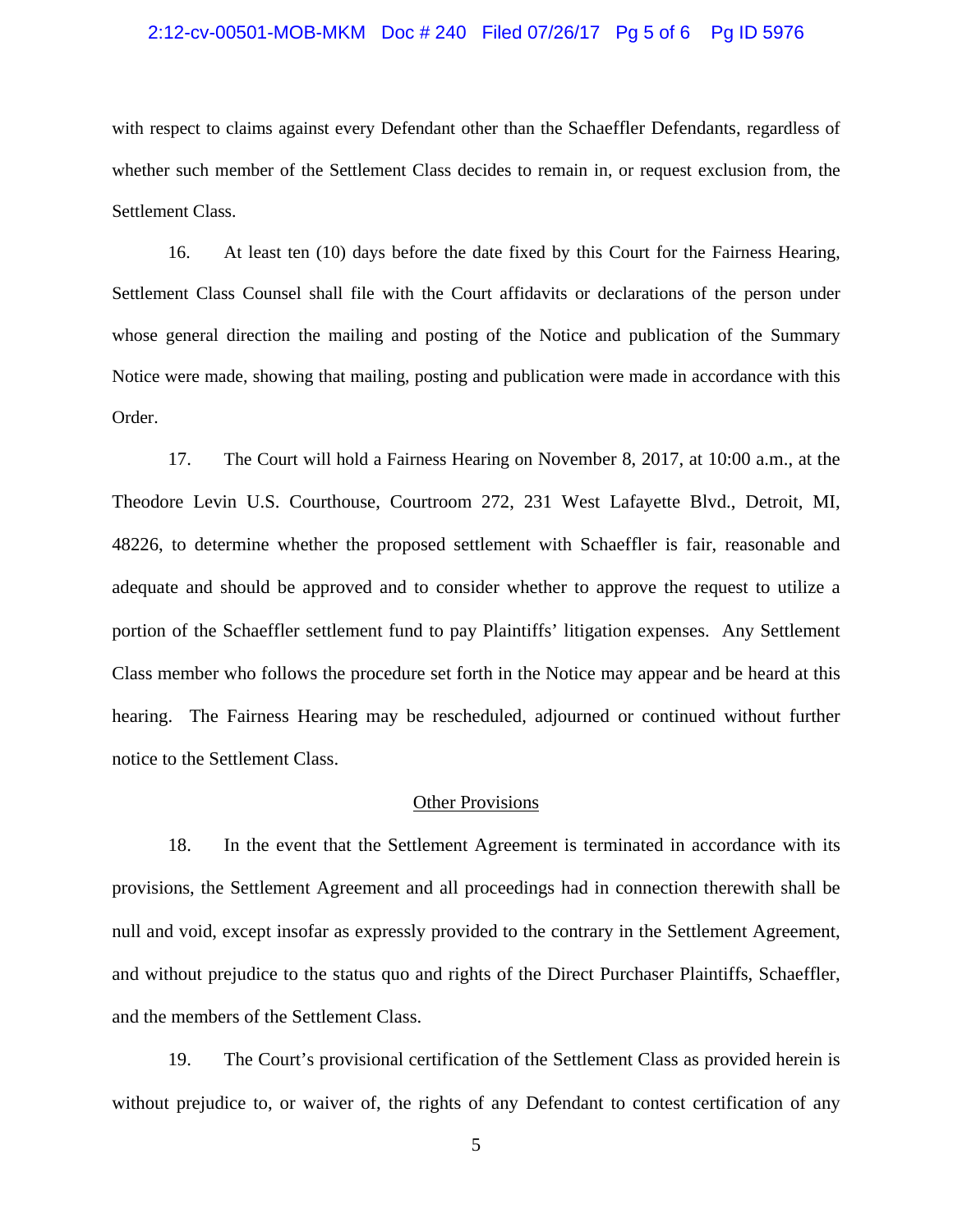with respect to claims against every Defendant other than the Schaeffler Defendants, regardless of whether such member of the Settlement Class decides to remain in, or request exclusion from, the Settlement Class.

16. At least ten (10) days before the date fixed by this Court for the Fairness Hearing, Settlement Class Counsel shall file with the Court affidavits or declarations of the person under whose general direction the mailing and posting of the Notice and publication of the Summary Notice were made, showing that mailing, posting and publication were made in accordance with this Order.

17. The Court will hold a Fairness Hearing on November 8, 2017, at 10:00 a.m., at the Theodore Levin U.S. Courthouse, Courtroom 272, 231 West Lafayette Blvd., Detroit, MI, 48226, to determine whether the proposed settlement with Schaeffler is fair, reasonable and adequate and should be approved and to consider whether to approve the request to utilize a portion of the Schaeffler settlement fund to pay Plaintiffs' litigation expenses. Any Settlement Class member who follows the procedure set forth in the Notice may appear and be heard at this hearing. The Fairness Hearing may be rescheduled, adjourned or continued without further notice to the Settlement Class.

## Other Provisions

18. In the event that the Settlement Agreement is terminated in accordance with its provisions, the Settlement Agreement and all proceedings had in connection therewith shall be null and void, except insofar as expressly provided to the contrary in the Settlement Agreement, and without prejudice to the status quo and rights of the Direct Purchaser Plaintiffs, Schaeffler, and the members of the Settlement Class.

19. The Court's provisional certification of the Settlement Class as provided herein is without prejudice to, or waiver of, the rights of any Defendant to contest certification of any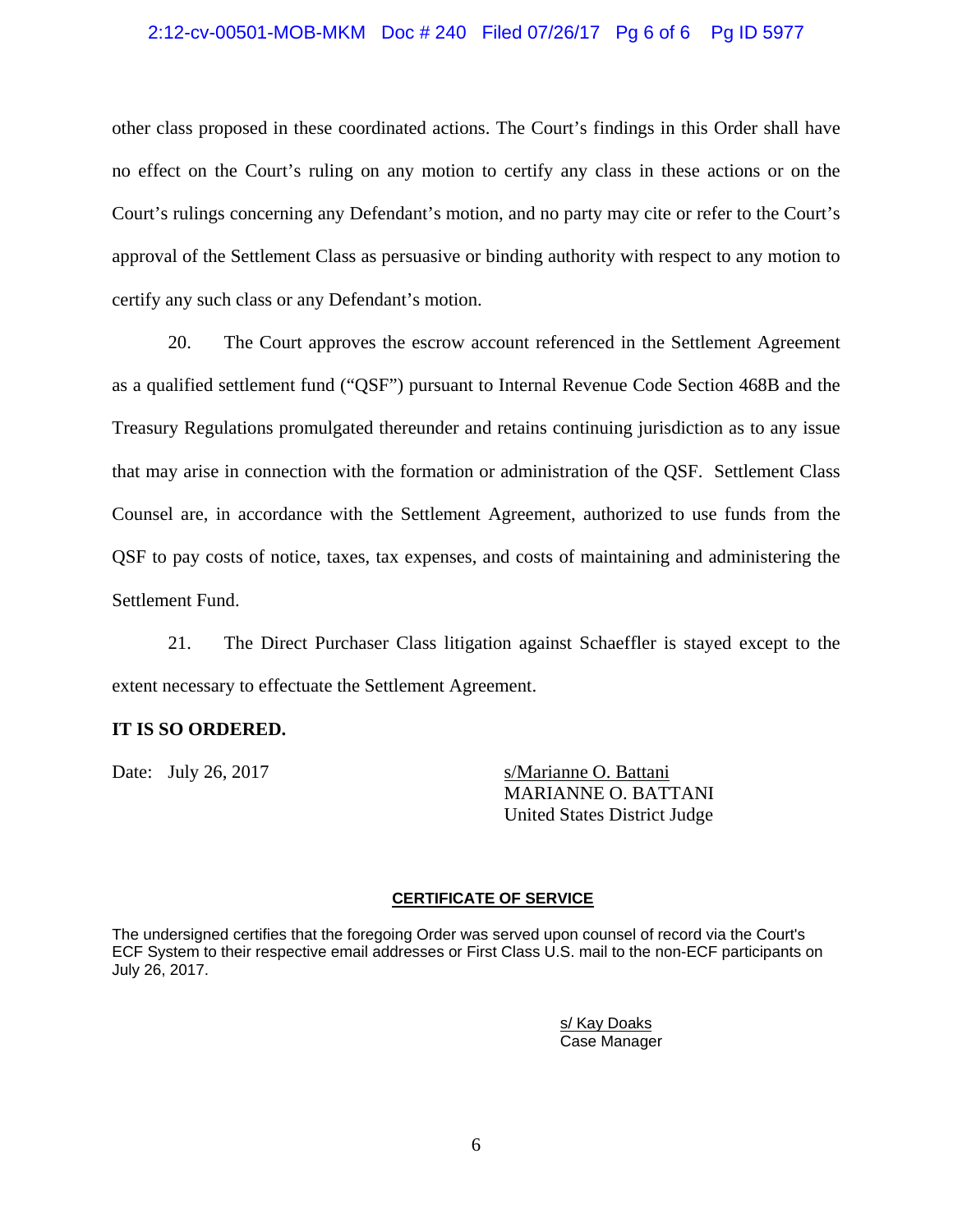other class proposed in these coordinated actions. The Court's findings in this Order shall have no effect on the Court's ruling on any motion to certify any class in these actions or on the Court's rulings concerning any Defendant's motion, and no party may cite or refer to the Court's approval of the Settlement Class as persuasive or binding authority with respect to any motion to certify any such class or any Defendant's motion.

20. The Court approves the escrow account referenced in the Settlement Agreement as a qualified settlement fund ("QSF") pursuant to Internal Revenue Code Section 468B and the Treasury Regulations promulgated thereunder and retains continuing jurisdiction as to any issue that may arise in connection with the formation or administration of the QSF. Settlement Class Counsel are, in accordance with the Settlement Agreement, authorized to use funds from the QSF to pay costs of notice, taxes, tax expenses, and costs of maintaining and administering the Settlement Fund.

21. The Direct Purchaser Class litigation against Schaeffler is stayed except to the extent necessary to effectuate the Settlement Agreement.

**IT IS SO ORDERED.**

Date: July 26, 2017

s/Marianne O. Battani
MARIANNE O. BATTANI
United States District Judge

**CERTIFICATE OF SERVICE**

The undersigned certifies that the foregoing Order was served upon counsel of record via the Court's ECF System to their respective email addresses or First Class U.S. mail to the non-ECF participants on July 26, 2017.

s/ Kay Doaks
Case Manager